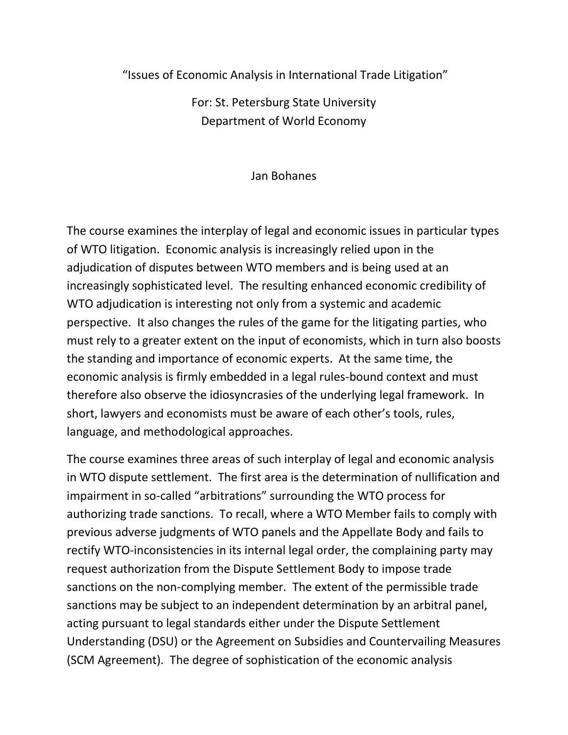“Issues of Economic Analysis in International Trade Litigation”

For: St. Petersburg State University
Department of World Economy

Jan Bohanes

The course examines the interplay of legal and economic issues in particular types of WTO litigation. Economic analysis is increasingly relied upon in the adjudication of disputes between WTO members and is being used at an increasingly sophisticated level. The resulting enhanced economic credibility of WTO adjudication is interesting not only from a systemic and academic perspective. It also changes the rules of the game for the litigating parties, who must rely to a greater extent on the input of economists, which in turn also boosts the standing and importance of economic experts. At the same time, the economic analysis is firmly embedded in a legal rules-bound context and must therefore also observe the idiosyncrasies of the underlying legal framework. In short, lawyers and economists must be aware of each other’s tools, rules, language, and methodological approaches.

The course examines three areas of such interplay of legal and economic analysis in WTO dispute settlement. The first area is the determination of nullification and impairment in so-called “arbitrations” surrounding the WTO process for authorizing trade sanctions. To recall, where a WTO Member fails to comply with previous adverse judgments of WTO panels and the Appellate Body and fails to rectify WTO-inconsistencies in its internal legal order, the complaining party may request authorization from the Dispute Settlement Body to impose trade sanctions on the non-complying member. The extent of the permissible trade sanctions may be subject to an independent determination by an arbitral panel, acting pursuant to legal standards either under the Dispute Settlement Understanding (DSU) or the Agreement on Subsidies and Countervailing Measures (SCM Agreement). The degree of sophistication of the economic analysis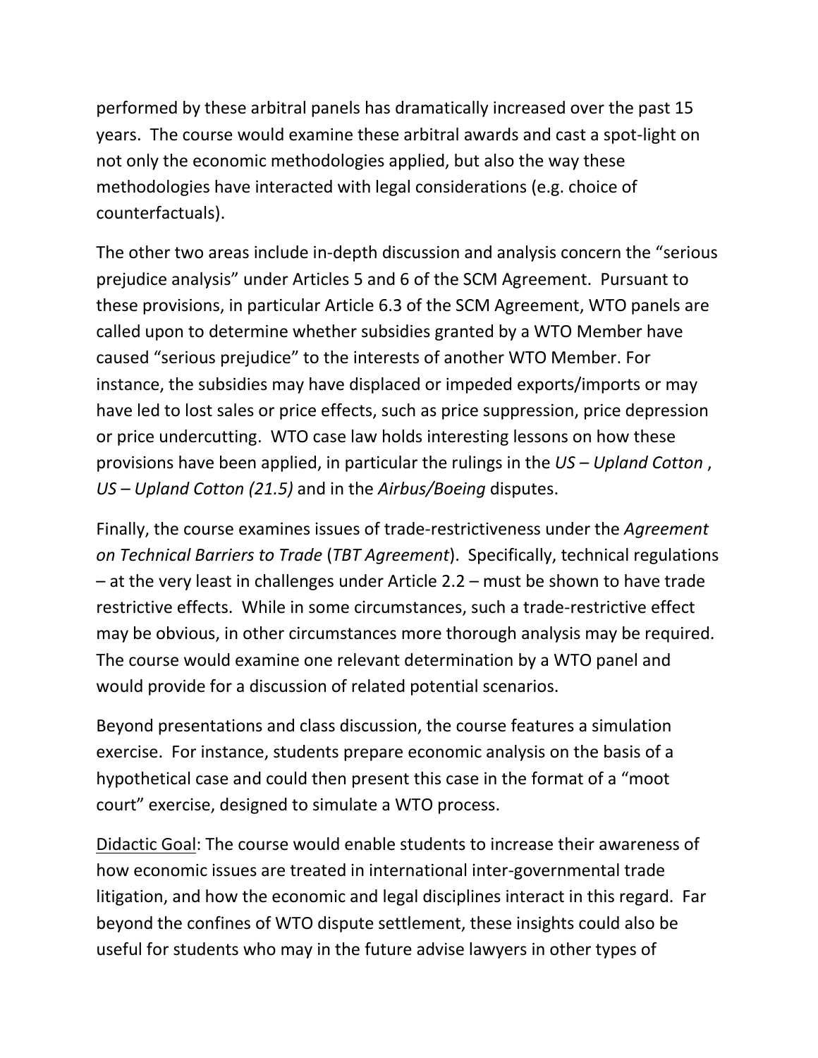performed by these arbitral panels has dramatically increased over the past 15 years. The course would examine these arbitral awards and cast a spot-light on not only the economic methodologies applied, but also the way these methodologies have interacted with legal considerations (e.g. choice of counterfactuals).

The other two areas include in-depth discussion and analysis concern the "serious prejudice analysis" under Articles 5 and 6 of the SCM Agreement. Pursuant to these provisions, in particular Article 6.3 of the SCM Agreement, WTO panels are called upon to determine whether subsidies granted by a WTO Member have caused "serious prejudice" to the interests of another WTO Member. For instance, the subsidies may have displaced or impeded exports/imports or may have led to lost sales or price effects, such as price suppression, price depression or price undercutting. WTO case law holds interesting lessons on how these provisions have been applied, in particular the rulings in the *US – Upland Cotton* , *US – Upland Cotton (21.5)* and in the *Airbus/Boeing* disputes.

Finally, the course examines issues of trade-restrictiveness under the *Agreement on Technical Barriers to Trade* (*TBT Agreement*). Specifically, technical regulations – at the very least in challenges under Article 2.2 – must be shown to have trade restrictive effects. While in some circumstances, such a trade-restrictive effect may be obvious, in other circumstances more thorough analysis may be required. The course would examine one relevant determination by a WTO panel and would provide for a discussion of related potential scenarios.

Beyond presentations and class discussion, the course features a simulation exercise. For instance, students prepare economic analysis on the basis of a hypothetical case and could then present this case in the format of a "moot court" exercise, designed to simulate a WTO process.

<u>Didactic Goal</u>: The course would enable students to increase their awareness of how economic issues are treated in international inter-governmental trade litigation, and how the economic and legal disciplines interact in this regard. Far beyond the confines of WTO dispute settlement, these insights could also be useful for students who may in the future advise lawyers in other types of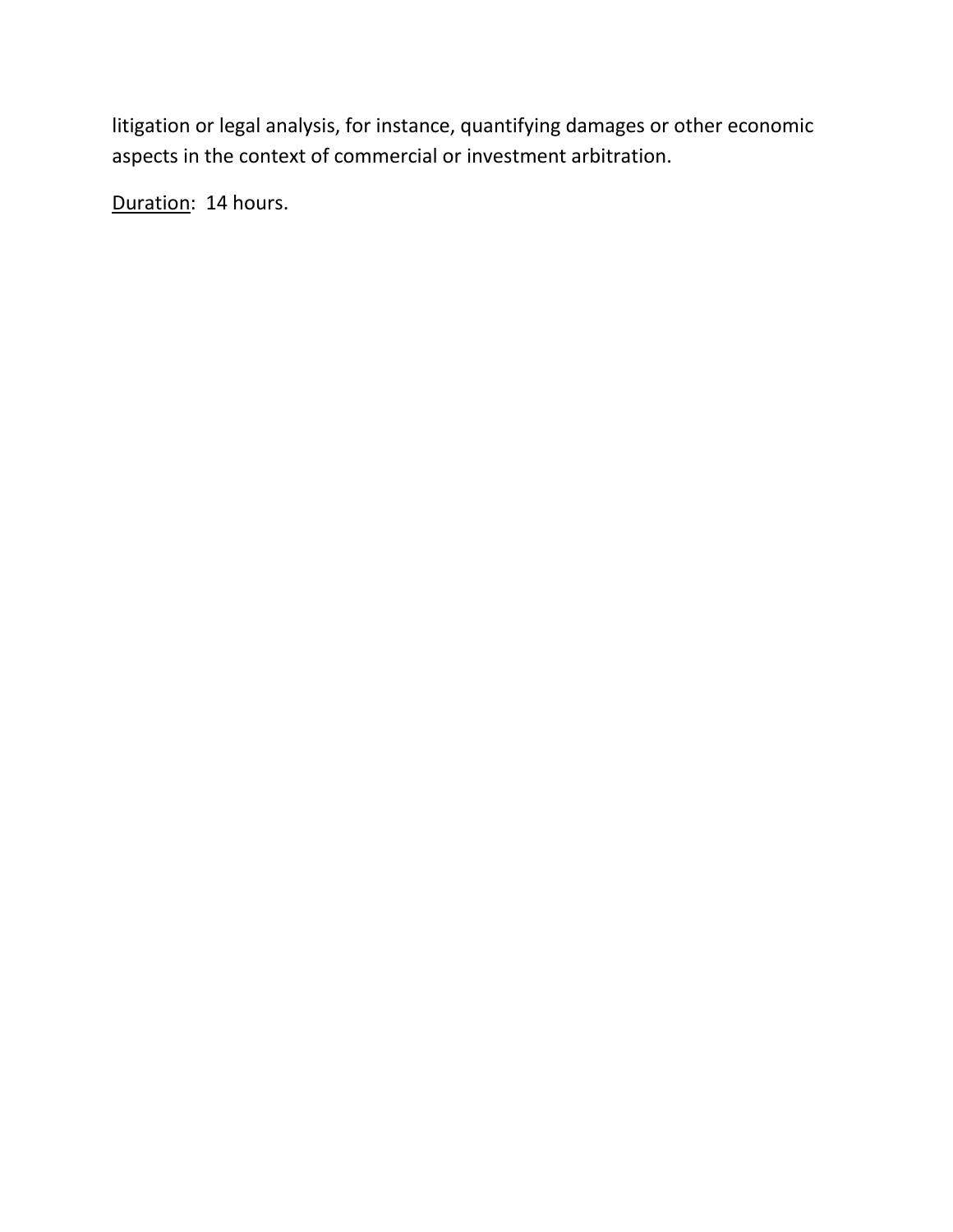litigation or legal analysis, for instance, quantifying damages or other economic aspects in the context of commercial or investment arbitration.

<u>Duration</u>: 14 hours.